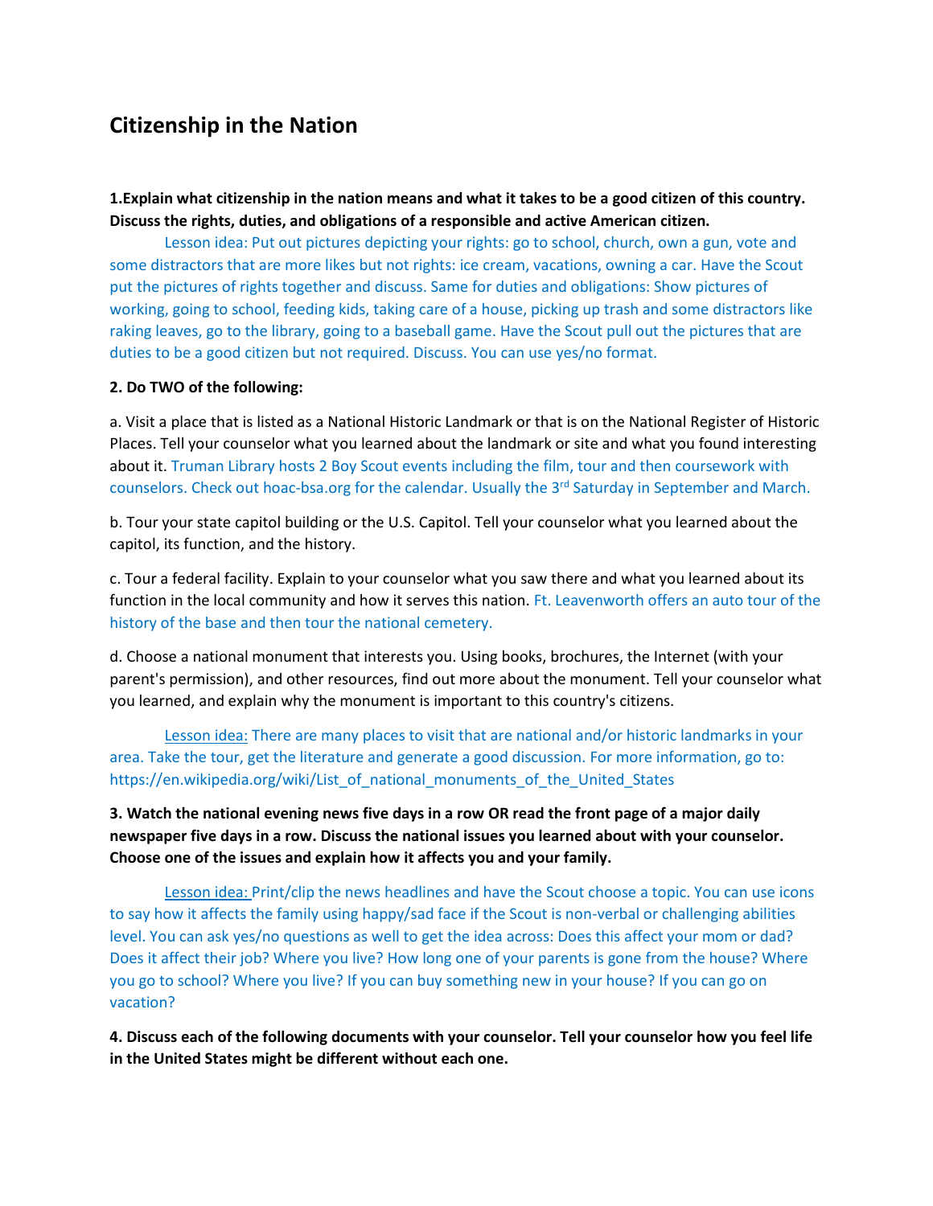## Citizenship in the Nation

**1.Explain what citizenship in the nation means and what it takes to be a good citizen of this country. Discuss the rights, duties, and obligations of a responsible and active American citizen.**

Lesson idea: Put out pictures depicting your rights: go to school, church, own a gun, vote and some distractors that are more likes but not rights: ice cream, vacations, owning a car. Have the Scout put the pictures of rights together and discuss. Same for duties and obligations: Show pictures of working, going to school, feeding kids, taking care of a house, picking up trash and some distractors like raking leaves, go to the library, going to a baseball game. Have the Scout pull out the pictures that are duties to be a good citizen but not required. Discuss. You can use yes/no format.

**2. Do TWO of the following:**

a. Visit a place that is listed as a National Historic Landmark or that is on the National Register of Historic Places. Tell your counselor what you learned about the landmark or site and what you found interesting about it. Truman Library hosts 2 Boy Scout events including the film, tour and then coursework with counselors. Check out hoac-bsa.org for the calendar. Usually the 3rd Saturday in September and March.

b. Tour your state capitol building or the U.S. Capitol. Tell your counselor what you learned about the capitol, its function, and the history.

c. Tour a federal facility. Explain to your counselor what you saw there and what you learned about its function in the local community and how it serves this nation. Ft. Leavenworth offers an auto tour of the history of the base and then tour the national cemetery.

d. Choose a national monument that interests you. Using books, brochures, the Internet (with your parent's permission), and other resources, find out more about the monument. Tell your counselor what you learned, and explain why the monument is important to this country's citizens.

Lesson idea: There are many places to visit that are national and/or historic landmarks in your area. Take the tour, get the literature and generate a good discussion. For more information, go to: https://en.wikipedia.org/wiki/List_of_national_monuments_of_the_United_States

**3. Watch the national evening news five days in a row OR read the front page of a major daily newspaper five days in a row. Discuss the national issues you learned about with your counselor. Choose one of the issues and explain how it affects you and your family.**

Lesson idea: Print/clip the news headlines and have the Scout choose a topic. You can use icons to say how it affects the family using happy/sad face if the Scout is non-verbal or challenging abilities level. You can ask yes/no questions as well to get the idea across: Does this affect your mom or dad? Does it affect their job? Where you live? How long one of your parents is gone from the house? Where you go to school? Where you live? If you can buy something new in your house? If you can go on vacation?

**4. Discuss each of the following documents with your counselor. Tell your counselor how you feel life in the United States might be different without each one.**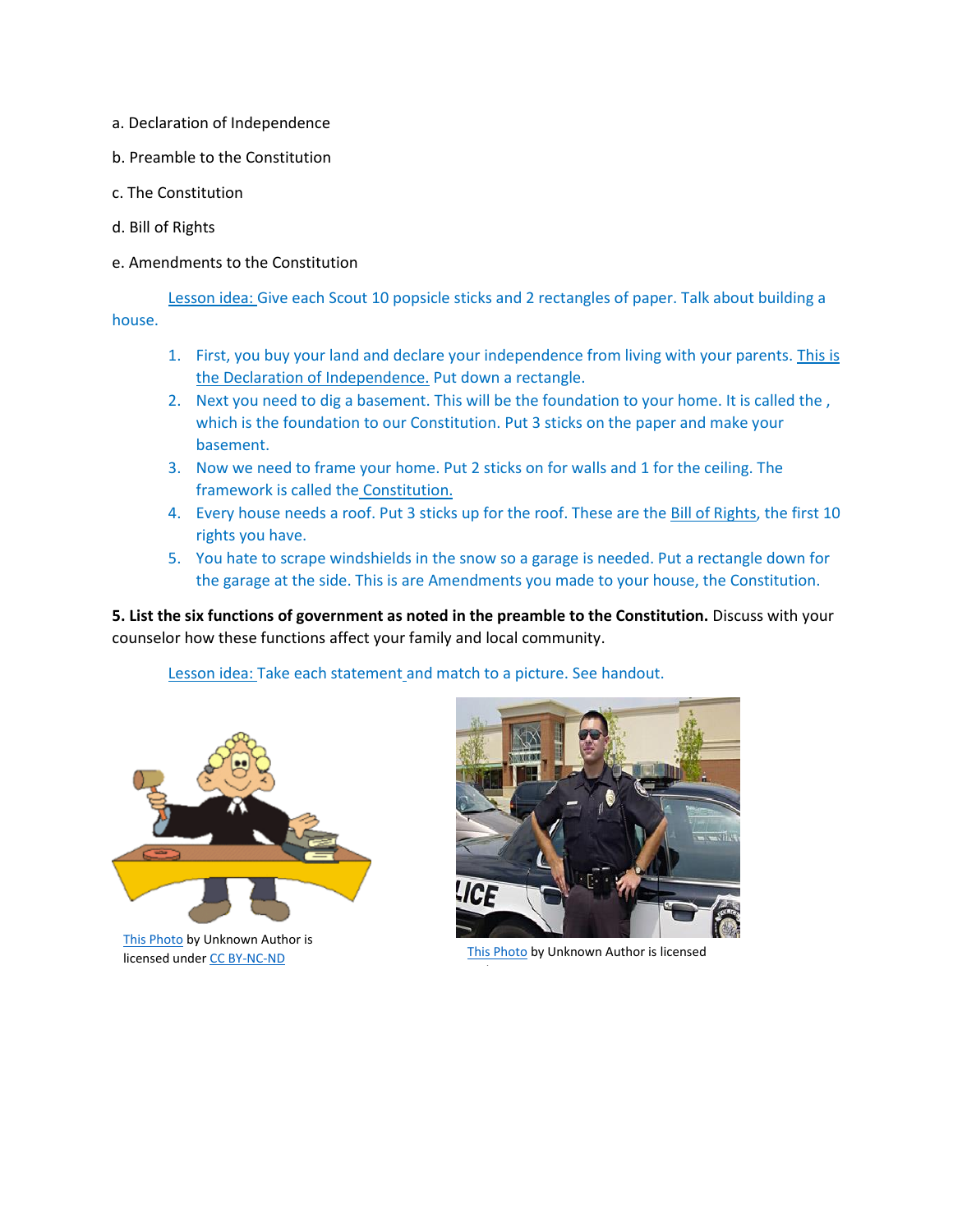a. Declaration of Independence

b. Preamble to the Constitution

c. The Constitution

d. Bill of Rights

e. Amendments to the Constitution

Lesson idea: Give each Scout 10 popsicle sticks and 2 rectangles of paper. Talk about building a house.

1. First, you buy your land and declare your independence from living with your parents. This is the Declaration of Independence. Put down a rectangle.
2. Next you need to dig a basement. This will be the foundation to your home. It is called the , which is the foundation to our Constitution. Put 3 sticks on the paper and make your basement.
3. Now we need to frame your home. Put 2 sticks on for walls and 1 for the ceiling. The framework is called the Constitution.
4. Every house needs a roof. Put 3 sticks up for the roof. These are the Bill of Rights, the first 10 rights you have.
5. You hate to scrape windshields in the snow so a garage is needed. Put a rectangle down for the garage at the side. This is are Amendments you made to your house, the Constitution.

**5. List the six functions of government as noted in the preamble to the Constitution.** Discuss with your counselor how these functions affect your family and local community.

Lesson idea: Take each statement and match to a picture. See handout.

This Photo by Unknown Author is licensed under CC BY-NC-ND

This Photo by Unknown Author is licensed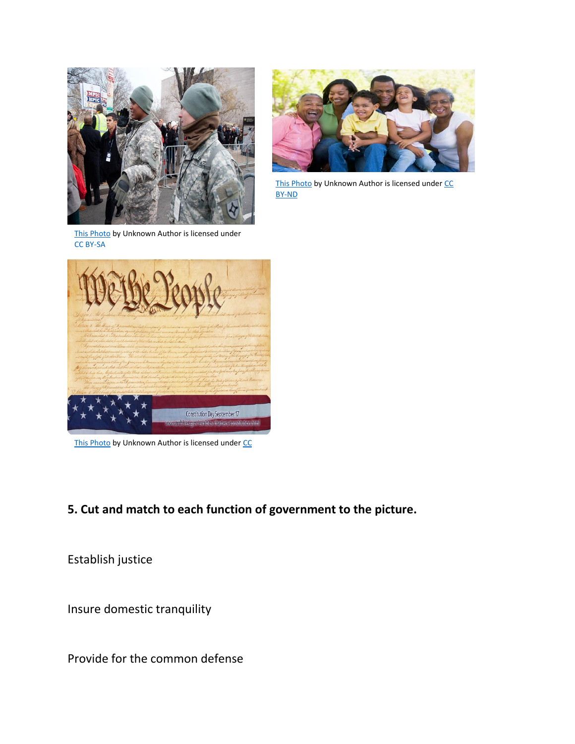This Photo by Unknown Author is licensed under CC BY-SA

This Photo by Unknown Author is licensed under CC BY-ND

This Photo by Unknown Author is licensed under CC

**5. Cut and match to each function of government to the picture.**

Establish justice

Insure domestic tranquility

Provide for the common defense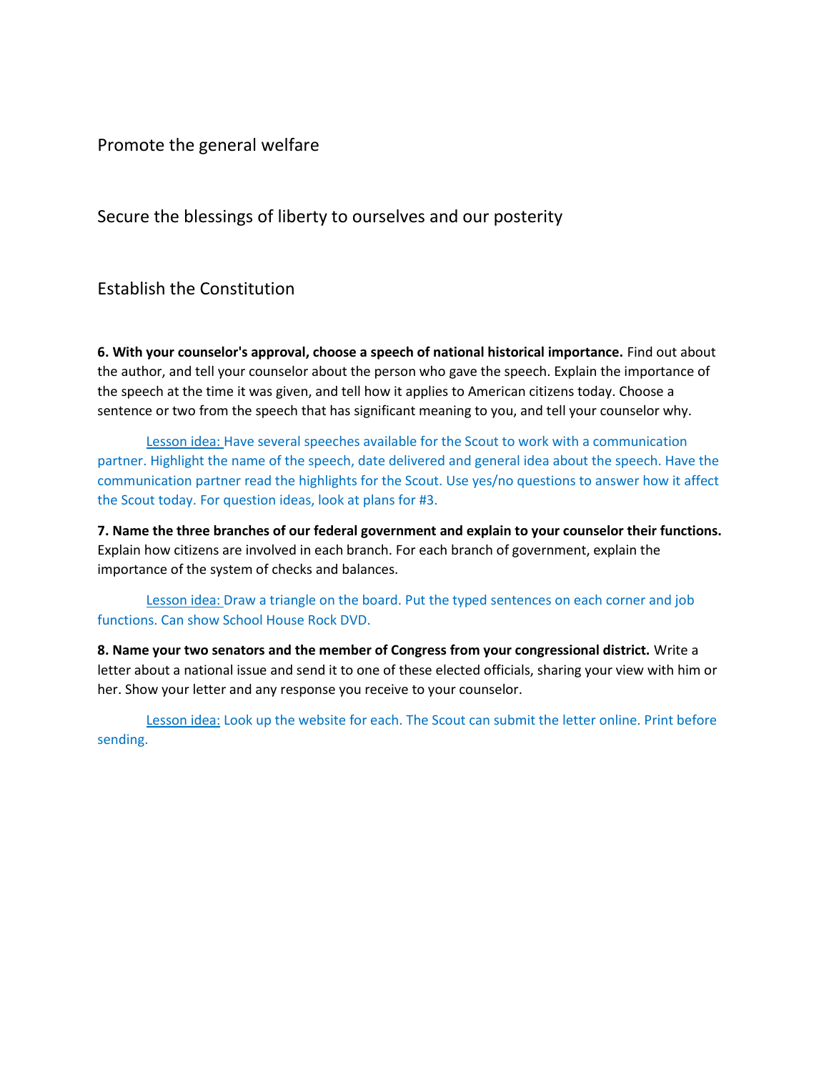Promote the general welfare

Secure the blessings of liberty to ourselves and our posterity

Establish the Constitution

**6. With your counselor's approval, choose a speech of national historical importance.** Find out about the author, and tell your counselor about the person who gave the speech. Explain the importance of the speech at the time it was given, and tell how it applies to American citizens today. Choose a sentence or two from the speech that has significant meaning to you, and tell your counselor why.

Lesson idea: Have several speeches available for the Scout to work with a communication partner. Highlight the name of the speech, date delivered and general idea about the speech. Have the communication partner read the highlights for the Scout. Use yes/no questions to answer how it affect the Scout today. For question ideas, look at plans for #3.

**7. Name the three branches of our federal government and explain to your counselor their functions.** Explain how citizens are involved in each branch. For each branch of government, explain the importance of the system of checks and balances.

Lesson idea: Draw a triangle on the board. Put the typed sentences on each corner and job functions. Can show School House Rock DVD.

**8. Name your two senators and the member of Congress from your congressional district.** Write a letter about a national issue and send it to one of these elected officials, sharing your view with him or her. Show your letter and any response you receive to your counselor.

Lesson idea: Look up the website for each. The Scout can submit the letter online. Print before sending.